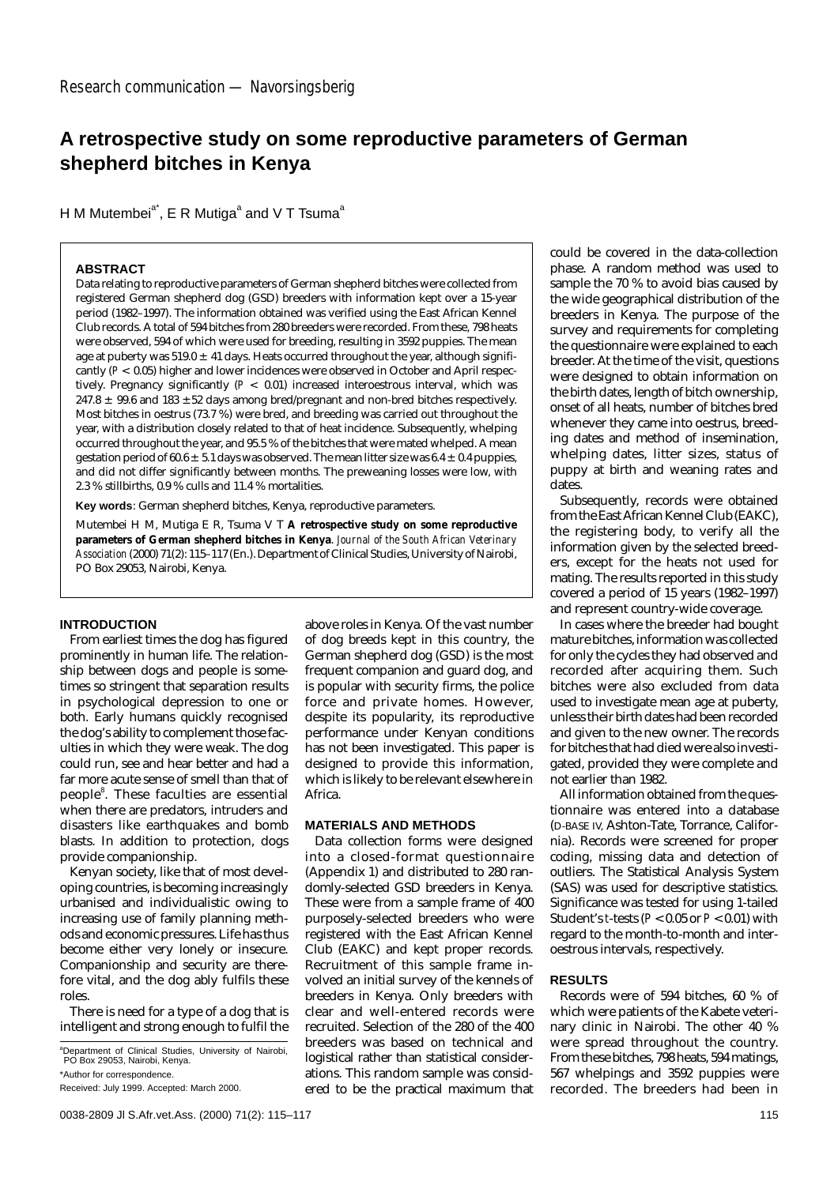Research communication — Navorsingsberig

# A retrospective study on some reproductive parameters of German shepherd bitches in Kenya

H M Mutembei[a*], E R Mutiga[a] and V T Tsuma[a]

### ABSTRACT

Data relating to reproductive parameters of German shepherd bitches were collected from registered German shepherd dog (GSD) breeders with information kept over a 15-year period (1982–1997). The information obtained was verified using the East African Kennel Club records. A total of 594 bitches from 280 breeders were recorded. From these, 798 heats were observed, 594 of which were used for breeding, resulting in 3592 puppies. The mean age at puberty was 519.0 ± 41 days. Heats occurred throughout the year, although significantly ($P < 0.05$) higher and lower incidences were observed in October and April respectively. Pregnancy significantly ($P < 0.01$) increased interoestrous interval, which was 247.8 ± 99.6 and 183 ± 52 days among bred/pregnant and non-bred bitches respectively. Most bitches in oestrus (73.7 %) were bred, and breeding was carried out throughout the year, with a distribution closely related to that of heat incidence. Subsequently, whelping occurred throughout the year, and 95.5 % of the bitches that were mated whelped. A mean gestation period of 60.6 ± 5.1 days was observed. The mean litter size was 6.4 ± 0.4 puppies, and did not differ significantly between months. The preweaning losses were low, with 2.3 % stillbirths, 0.9 % culls and 11.4 % mortalities.

**Key words**: German shepherd bitches, Kenya, reproductive parameters.

Mutembei H M, Mutiga E R, Tsuma V T **A retrospective study on some reproductive parameters of German shepherd bitches in Kenya**. *Journal of the South African Veterinary Association* (2000) 71(2): 115–117 (En.). Department of Clinical Studies, University of Nairobi, PO Box 29053, Nairobi, Kenya.

## INTRODUCTION

From earliest times the dog has figured prominently in human life. The relationship between dogs and people is sometimes so stringent that separation results in psychological depression to one or both. Early humans quickly recognised the dog's ability to complement those faculties in which they were weak. The dog could run, see and hear better and had a far more acute sense of smell than that of people[8]. These faculties are essential when there are predators, intruders and disasters like earthquakes and bomb blasts. In addition to protection, dogs provide companionship.

Kenyan society, like that of most developing countries, is becoming increasingly urbanised and individualistic owing to increasing use of family planning methods and economic pressures. Life has thus become either very lonely or insecure. Companionship and security are therefore vital, and the dog ably fulfils these roles.

There is need for a type of a dog that is intelligent and strong enough to fulfil the above roles in Kenya. Of the vast number of dog breeds kept in this country, the German shepherd dog (GSD) is the most frequent companion and guard dog, and is popular with security firms, the police force and private homes. However, despite its popularity, its reproductive performance under Kenyan conditions has not been investigated. This paper is designed to provide this information, which is likely to be relevant elsewhere in Africa.

## MATERIALS AND METHODS

Data collection forms were designed into a closed-format questionnaire (Appendix 1) and distributed to 280 randomly-selected GSD breeders in Kenya. These were from a sample frame of 400 purposely-selected breeders who were registered with the East African Kennel Club (EAKC) and kept proper records. Recruitment of this sample frame involved an initial survey of the kennels of breeders in Kenya. Only breeders with clear and well-entered records were recruited. Selection of the 280 of the 400 breeders was based on technical and logistical rather than statistical considerations. This random sample was considered to be the practical maximum that could be covered in the data-collection phase. A random method was used to sample the 70 % to avoid bias caused by the wide geographical distribution of the breeders in Kenya. The purpose of the survey and requirements for completing the questionnaire were explained to each breeder. At the time of the visit, questions were designed to obtain information on the birth dates, length of bitch ownership, onset of all heats, number of bitches bred whenever they came into oestrus, breeding dates and method of insemination, whelping dates, litter sizes, status of puppy at birth and weaning rates and dates.

Subsequently, records were obtained from the East African Kennel Club (EAKC), the registering body, to verify all the information given by the selected breeders, except for the heats not used for mating. The results reported in this study covered a period of 15 years (1982–1997) and represent country-wide coverage.

In cases where the breeder had bought mature bitches, information was collected for only the cycles they had observed and recorded after acquiring them. Such bitches were also excluded from data used to investigate mean age at puberty, unless their birth dates had been recorded and given to the new owner. The records for bitches that had died were also investigated, provided they were complete and not earlier than 1982.

All information obtained from the questionnaire was entered into a database (D-BASE IV, Ashton-Tate, Torrance, California). Records were screened for proper coding, missing data and detection of outliers. The Statistical Analysis System (SAS) was used for descriptive statistics. Significance was tested for using 1-tailed Student's *t*-tests ($P < 0.05$ or $P < 0.01$) with regard to the month-to-month and interoestrous intervals, respectively.

## RESULTS

Records were of 594 bitches, 60 % of which were patients of the Kabete veterinary clinic in Nairobi. The other 40 % were spread throughout the country. From these bitches, 798 heats, 594 matings, 567 whelpings and 3592 puppies were recorded. The breeders had been in

[a]Department of Clinical Studies, University of Nairobi, PO Box 29053, Nairobi, Kenya.

*Author for correspondence.

Received: July 1999. Accepted: March 2000.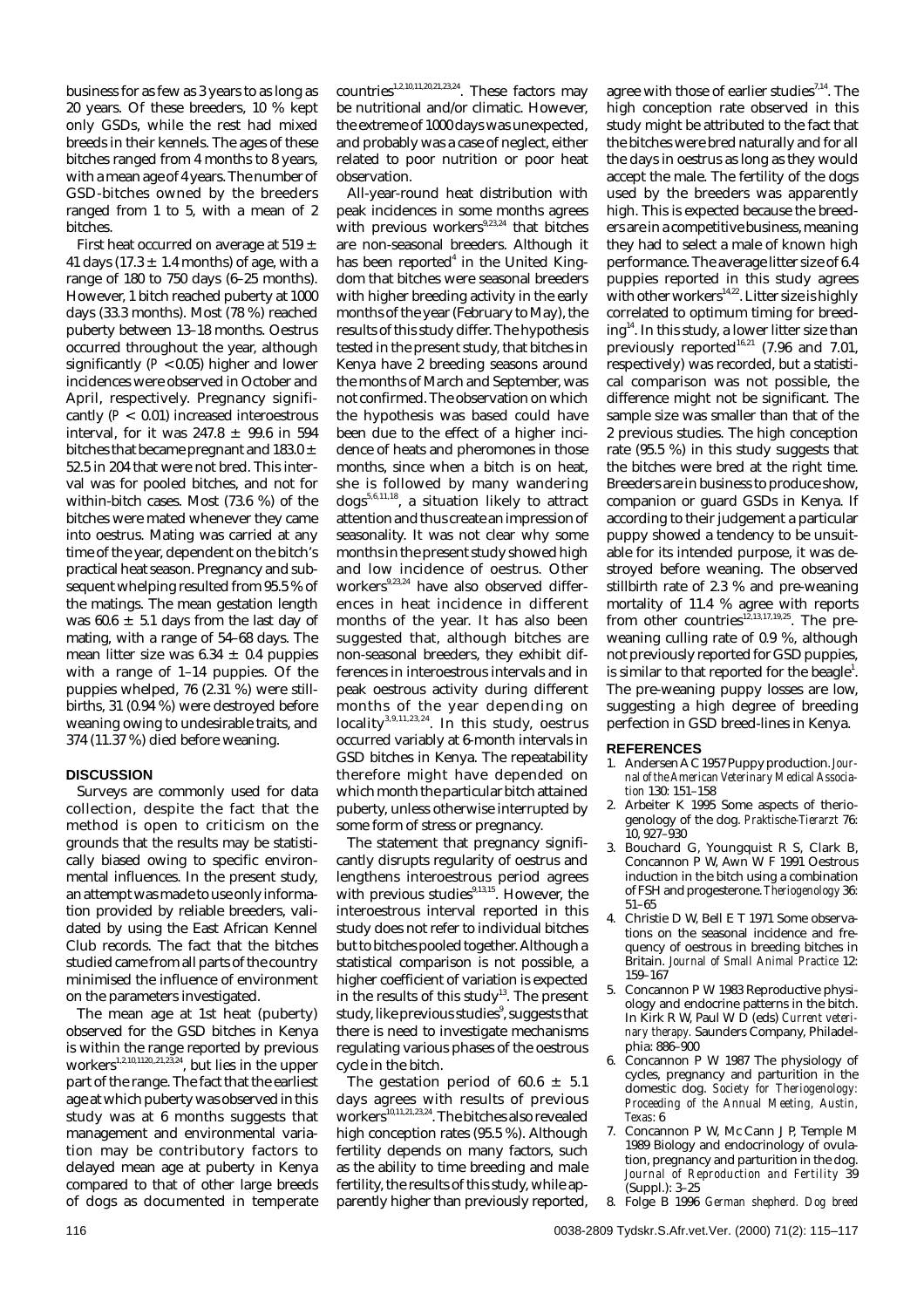business for as few as 3 years to as long as 20 years. Of these breeders, 10 % kept only GSDs, while the rest had mixed breeds in their kennels. The ages of these bitches ranged from 4 months to 8 years, with a mean age of 4 years. The number of GSD-bitches owned by the breeders ranged from 1 to 5, with a mean of 2 bitches.

First heat occurred on average at 519 ± 41 days (17.3 ± 1.4 months) of age, with a range of 180 to 750 days (6–25 months). However, 1 bitch reached puberty at 1000 days (33.3 months). Most (78 %) reached puberty between 13–18 months. Oestrus occurred throughout the year, although significantly ($P < 0.05$) higher and lower incidences were observed in October and April, respectively. Pregnancy significantly ($P < 0.01$) increased interoestrous interval, for it was 247.8 ± 99.6 in 594 bitches that became pregnant and 183.0 ± 52.5 in 204 that were not bred. This interval was for pooled bitches, and not for within-bitch cases. Most (73.6 %) of the bitches were mated whenever they came into oestrus. Mating was carried at any time of the year, dependent on the bitch's practical heat season. Pregnancy and subsequent whelping resulted from 95.5 % of the matings. The mean gestation length was 60.6 ± 5.1 days from the last day of mating, with a range of 54–68 days. The mean litter size was 6.34 ± 0.4 puppies with a range of 1–14 puppies. Of the puppies whelped, 76 (2.31 %) were stillbirths, 31 (0.94 %) were destroyed before weaning owing to undesirable traits, and 374 (11.37 %) died before weaning.

## DISCUSSION

Surveys are commonly used for data collection, despite the fact that the method is open to criticism on the grounds that the results may be statistically biased owing to specific environmental influences. In the present study, an attempt was made to use only information provided by reliable breeders, validated by using the East African Kennel Club records. The fact that the bitches studied came from all parts of the country minimised the influence of environment on the parameters investigated.

The mean age at 1st heat (puberty) observed for the GSD bitches in Kenya is within the range reported by previous workers[1,2,10,11,20,21,23,24], but lies in the upper part of the range. The fact that the earliest age at which puberty was observed in this study was at 6 months suggests that management and environmental variation may be contributory factors to delayed mean age at puberty in Kenya compared to that of other large breeds of dogs as documented in temperate countries[1,2,10,11,20,21,23,24]. These factors may be nutritional and/or climatic. However, the extreme of 1000 days was unexpected, and probably was a case of neglect, either related to poor nutrition or poor heat observation.

All-year-round heat distribution with peak incidences in some months agrees with previous workers[9,23,24] that bitches are non-seasonal breeders. Although it has been reported[4] in the United Kingdom that bitches were seasonal breeders with higher breeding activity in the early months of the year (February to May), the results of this study differ. The hypothesis tested in the present study, that bitches in Kenya have 2 breeding seasons around the months of March and September, was not confirmed. The observation on which the hypothesis was based could have been due to the effect of a higher incidence of heats and pheromones in those months, since when a bitch is on heat, she is followed by many wandering dogs[5,6,11,18], a situation likely to attract attention and thus create an impression of seasonality. It was not clear why some months in the present study showed high and low incidence of oestrus. Other workers[9,23,24] have also observed differences in heat incidence in different months of the year. It has also been suggested that, although bitches are non-seasonal breeders, they exhibit differences in interoestrous intervals and in peak oestrous activity during different months of the year depending on locality[3,9,11,23,24]. In this study, oestrus occurred variably at 6-month intervals in GSD bitches in Kenya. The repeatability therefore might have depended on which month the particular bitch attained puberty, unless otherwise interrupted by some form of stress or pregnancy.

The statement that pregnancy significantly disrupts regularity of oestrus and lengthens interoestrous period agrees with previous studies[9,13,15]. However, the interoestrous interval reported in this study does not refer to individual bitches but to bitches pooled together. Although a statistical comparison is not possible, a higher coefficient of variation is expected in the results of this study[13]. The present study, like previous studies[9], suggests that there is need to investigate mechanisms regulating various phases of the oestrous cycle in the bitch.

The gestation period of 60.6 ± 5.1 days agrees with results of previous workers[10,11,21,23,24]. The bitches also revealed high conception rates (95.5 %). Although fertility depends on many factors, such as the ability to time breeding and male fertility, the results of this study, while apparently higher than previously reported, agree with those of earlier studies[7,14]. The high conception rate observed in this study might be attributed to the fact that the bitches were bred naturally and for all the days in oestrus as long as they would accept the male. The fertility of the dogs used by the breeders was apparently high. This is expected because the breeders are in a competitive business, meaning they had to select a male of known high performance. The average litter size of 6.4 puppies reported in this study agrees with other workers[14,22]. Litter size is highly correlated to optimum timing for breeding[14]. In this study, a lower litter size than previously reported[16,21] (7.96 and 7.01, respectively) was recorded, but a statistical comparison was not possible, the difference might not be significant. The sample size was smaller than that of the 2 previous studies. The high conception rate (95.5 %) in this study suggests that the bitches were bred at the right time. Breeders are in business to produce show, companion or guard GSDs in Kenya. If according to their judgement a particular puppy showed a tendency to be unsuitable for its intended purpose, it was destroyed before weaning. The observed stillbirth rate of 2.3 % and pre-weaning mortality of 11.4 % agree with reports from other countries[12,13,17,19,25]. The pre-weaning culling rate of 0.9 %, although not previously reported for GSD puppies, is similar to that reported for the beagle[1]. The pre-weaning puppy losses are low, suggesting a high degree of breeding perfection in GSD breed-lines in Kenya.

## REFERENCES

1. Andersen A C 1957 Puppy production. *Journal of the American Veterinary Medical Association* 130: 151–158
2. Arbeiter K 1995 Some aspects of theriogenology of the dog. *Praktische-Tierarzt* 76: 10, 927–930
3. Bouchard G, Youngquist R S, Clark B, Concannon P W, Awn W F 1991 Oestrous induction in the bitch using a combination of FSH and progesterone. *Theriogenology* 36: 51–65
4. Christie D W, Bell E T 1971 Some observations on the seasonal incidence and frequency of oestrus in breeding bitches in Britain. *Journal of Small Animal Practice* 12: 159–167
5. Concannon P W 1983 Reproductive physiology and endocrine patterns in the bitch. In Kirk R W, Paul W D (eds) *Current veterinary therapy*. Saunders Company, Philadelphia: 886–900
6. Concannon P W 1987 The physiology of cycles, pregnancy and parturition in the domestic dog. *Society for Theriogenology: Proceeding of the Annual Meeting, Austin, Texas*: 6
7. Concannon P W, Mc Cann J P, Temple M 1989 Biology and endocrinology of ovulation, pregnancy and parturition in the dog. *Journal of Reproduction and Fertility* 39 (Suppl.): 3–25
8. Folge B 1996 *German shepherd. Dog breed*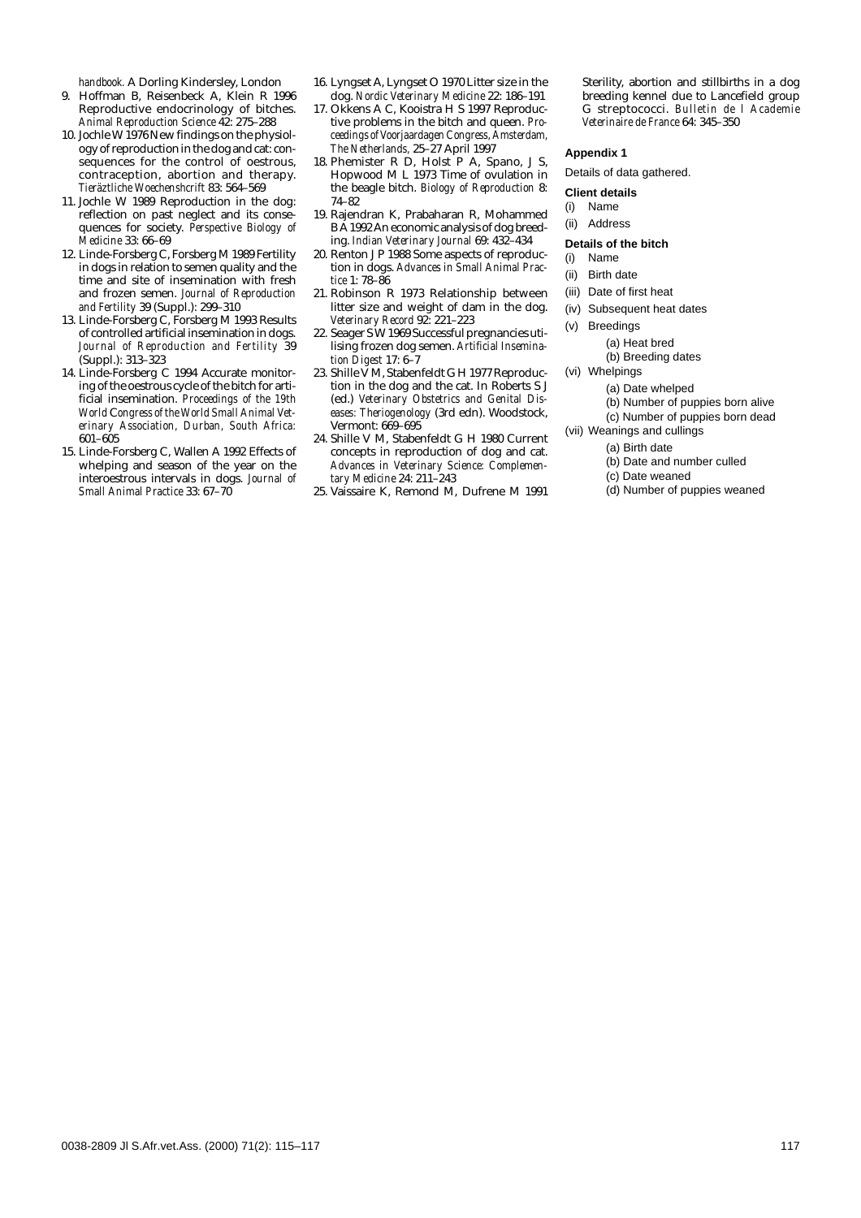*handbook*. A Dorling Kindersley, London

9. Hoffman B, Reisenbeck A, Klein R 1996 Reproductive endocrinology of bitches. *Animal Reproduction Science* 42: 275–288
10. Jochle W 1976 New findings on the physiology of reproduction in the dog and cat: consequences for the control of oestrous, contraception, abortion and therapy. *Tierärztliche Woechenshcrift* 83: 564–569
11. Jochle W 1989 Reproduction in the dog: reflection on past neglect and its consequences for society. *Perspective Biology of Medicine* 33: 66–69
12. Linde-Forsberg C, Forsberg M 1989 Fertility in dogs in relation to semen quality and the time and site of insemination with fresh and frozen semen. *Journal of Reproduction and Fertility* 39 (Suppl.): 299–310
13. Linde-Forsberg C, Forsberg M 1993 Results of controlled artificial insemination in dogs. *Journal of Reproduction and Fertility* 39 (Suppl.): 313–323
14. Linde-Forsberg C 1994 Accurate monitoring of the oestrous cycle of the bitch for artificial insemination. *Proceedings of the 19th World Congress of the World Small Animal Veterinary Association, Durban, South Africa*: 601–605
15. Linde-Forsberg C, Wallen A 1992 Effects of whelping and season of the year on the interoestrous intervals in dogs. *Journal of Small Animal Practice* 33: 67–70
16. Lyngset A, Lyngset O 1970 Litter size in the dog. *Nordic Veterinary Medicine* 22: 186–191
17. Okkens A C, Kooistra H S 1997 Reproductive problems in the bitch and queen. *Proceedings of Voorjaardagen Congress, Amsterdam, The Netherlands*, 25–27 April 1997
18. Phemister R D, Holst P A, Spano, J S, Hopwood M L 1973 Time of ovulation in the beagle bitch. *Biology of Reproduction* 8: 74–82
19. Rajendran K, Prabaharan R, Mohammed B A 1992 An economic analysis of dog breeding. *Indian Veterinary Journal* 69: 432–434
20. Renton J P 1988 Some aspects of reproduction in dogs. *Advances in Small Animal Practice* 1: 78–86
21. Robinson R 1973 Relationship between litter size and weight of dam in the dog. *Veterinary Record* 92: 221–223
22. Seager S W 1969 Successful pregnancies utilising frozen dog semen. *Artificial Insemination Digest* 17: 6–7
23. Shille V M, Stabenfeldt G H 1977 Reproduction in the dog and the cat. In Roberts S J (ed.) *Veterinary Obstetrics and Genital Diseases: Theriogenology* (3rd edn). Woodstock, Vermont: 669–695
24. Shille V M, Stabenfeldt G H 1980 Current concepts in reproduction of dog and cat. *Advances in Veterinary Science: Complementary Medicine* 24: 211–243
25. Vaissaire K, Remond M, Dufrene M 1991 Sterility, abortion and stillbirths in a dog breeding kennel due to Lancefield group G streptococci. *Bulletin de l Academie Veterinaire de France* 64: 345–350

## Appendix 1

Details of data gathered.

**Client details**

(i) Name
(ii) Address

**Details of the bitch**

(i) Name
(ii) Birth date
(iii) Date of first heat
(iv) Subsequent heat dates
(v) Breedings
  (a) Heat bred
  (b) Breeding dates
(vi) Whelpings
  (a) Date whelped
  (b) Number of puppies born alive
  (c) Number of puppies born dead
(vii) Weanings and cullings
  (a) Birth date
  (b) Date and number culled
  (c) Date weaned
  (d) Number of puppies weaned